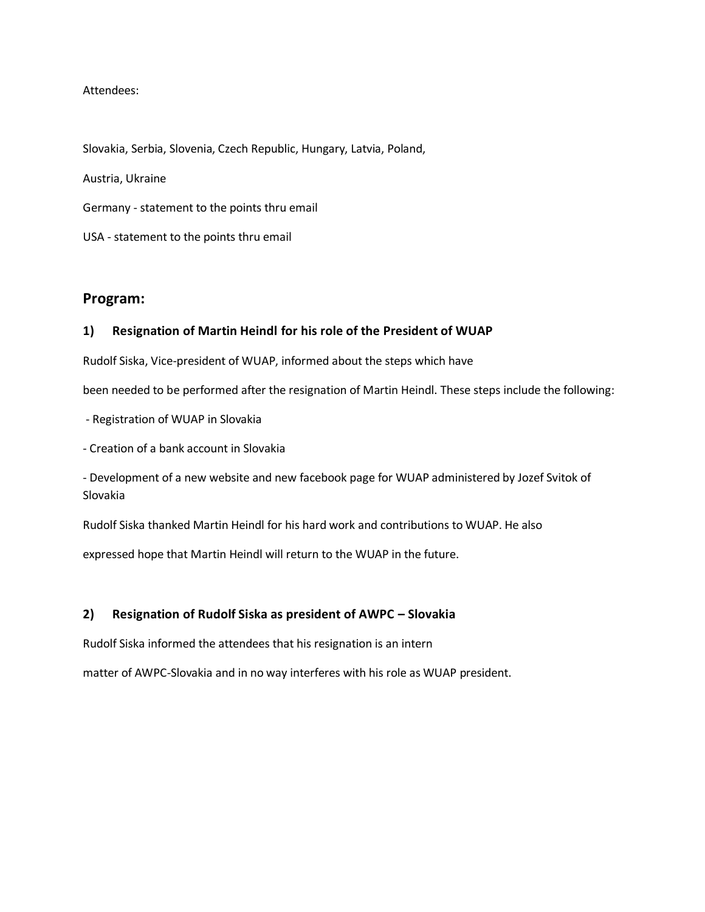Attendees:

Slovakia, Serbia, Slovenia, Czech Republic, Hungary, Latvia, Poland,

Austria, Ukraine

Germany - statement to the points thru email

USA - statement to the points thru email

## Program:

### 1) Resignation of Martin Heindl for his role of the President of WUAP

Rudolf Siska, Vice-president of WUAP, informed about the steps which have been needed to be performed after the resignation of Martin Heindl. These steps include the following:

- Registration of WUAP in Slovakia
- Creation of a bank account in Slovakia
- Development of a new website and new facebook page for WUAP administered by Jozef Svitok of Slovakia

Rudolf Siska thanked Martin Heindl for his hard work and contributions to WUAP. He also expressed hope that Martin Heindl will return to the WUAP in the future.

### 2) Resignation of Rudolf Siska as president of AWPC – Slovakia

Rudolf Siska informed the attendees that his resignation is an intern matter of AWPC-Slovakia and in no way interferes with his role as WUAP president.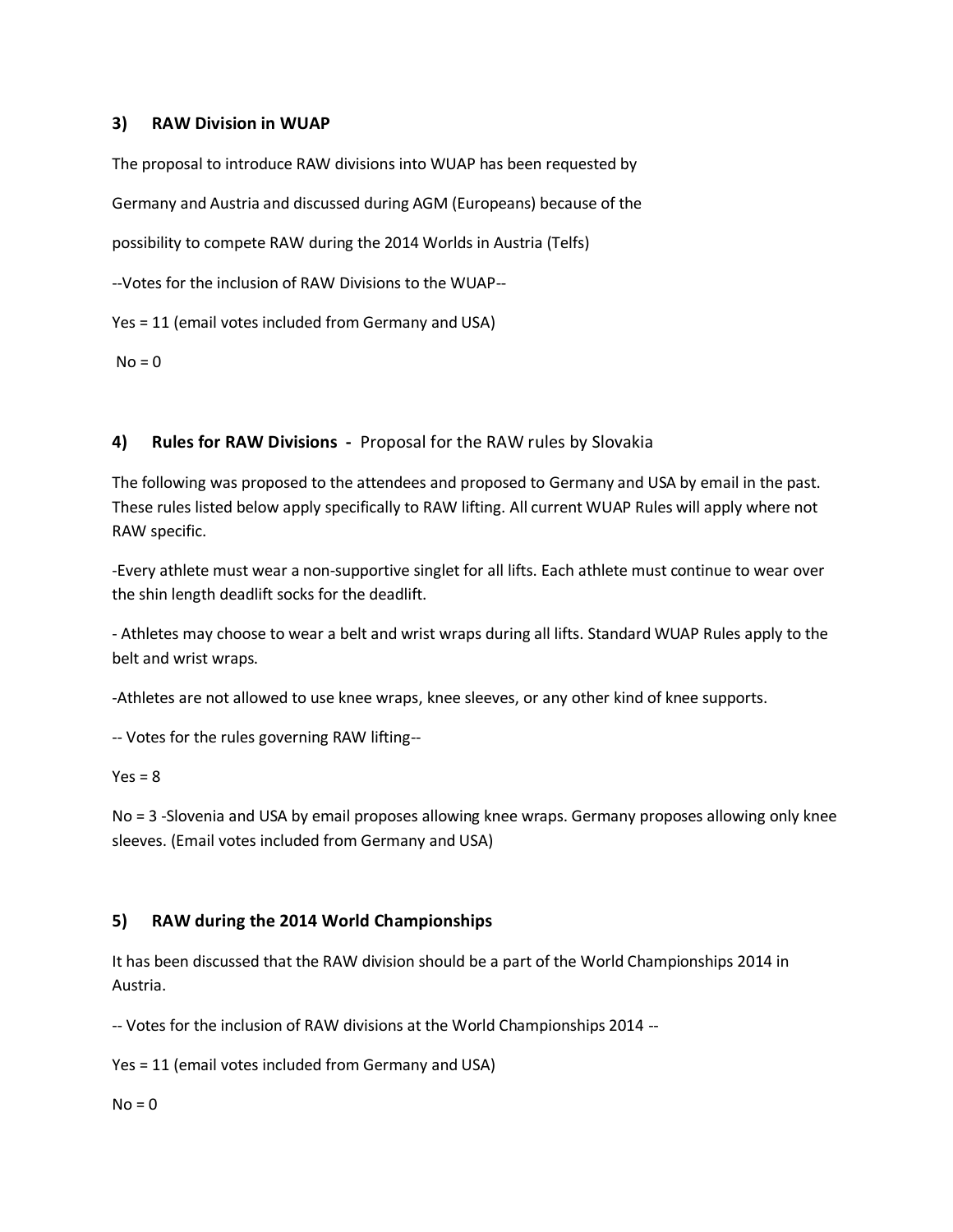### 3) RAW Division in WUAP

The proposal to introduce RAW divisions into WUAP has been requested by Germany and Austria and discussed during AGM (Europeans) because of the possibility to compete RAW during the 2014 Worlds in Austria (Telfs)

--Votes for the inclusion of RAW Divisions to the WUAP--

Yes = 11 (email votes included from Germany and USA)

No = 0

### 4) Rules for RAW Divisions - Proposal for the RAW rules by Slovakia

The following was proposed to the attendees and proposed to Germany and USA by email in the past. These rules listed below apply specifically to RAW lifting. All current WUAP Rules will apply where not RAW specific.

-Every athlete must wear a non-supportive singlet for all lifts. Each athlete must continue to wear over the shin length deadlift socks for the deadlift.

- Athletes may choose to wear a belt and wrist wraps during all lifts. Standard WUAP Rules apply to the belt and wrist wraps.

-Athletes are not allowed to use knee wraps, knee sleeves, or any other kind of knee supports.

-- Votes for the rules governing RAW lifting--

Yes = 8

No = 3 -Slovenia and USA by email proposes allowing knee wraps. Germany proposes allowing only knee sleeves. (Email votes included from Germany and USA)

### 5) RAW during the 2014 World Championships

It has been discussed that the RAW division should be a part of the World Championships 2014 in Austria.

-- Votes for the inclusion of RAW divisions at the World Championships 2014 --

Yes = 11 (email votes included from Germany and USA)

No = 0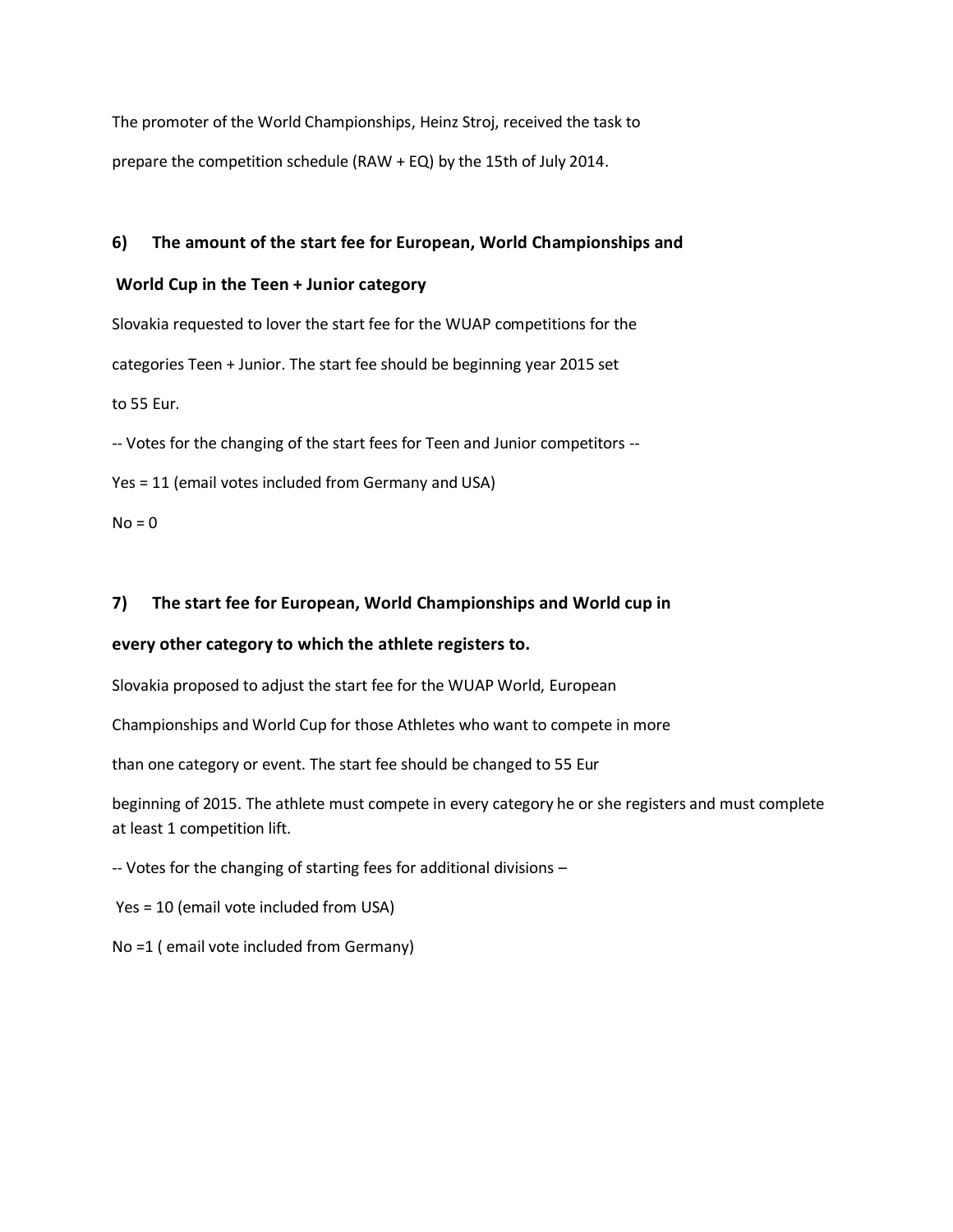The promoter of the World Championships, Heinz Stroj, received the task to prepare the competition schedule (RAW + EQ) by the 15th of July 2014.

### 6) The amount of the start fee for European, World Championships and World Cup in the Teen + Junior category

Slovakia requested to lover the start fee for the WUAP competitions for the categories Teen + Junior. The start fee should be beginning year 2015 set to 55 Eur.

-- Votes for the changing of the start fees for Teen and Junior competitors --

Yes = 11 (email votes included from Germany and USA)

No = 0

### 7) The start fee for European, World Championships and World cup in every other category to which the athlete registers to.

Slovakia proposed to adjust the start fee for the WUAP World, European Championships and World Cup for those Athletes who want to compete in more than one category or event. The start fee should be changed to 55 Eur beginning of 2015. The athlete must compete in every category he or she registers and must complete at least 1 competition lift.

-- Votes for the changing of starting fees for additional divisions –

Yes = 10 (email vote included from USA)

No =1 ( email vote included from Germany)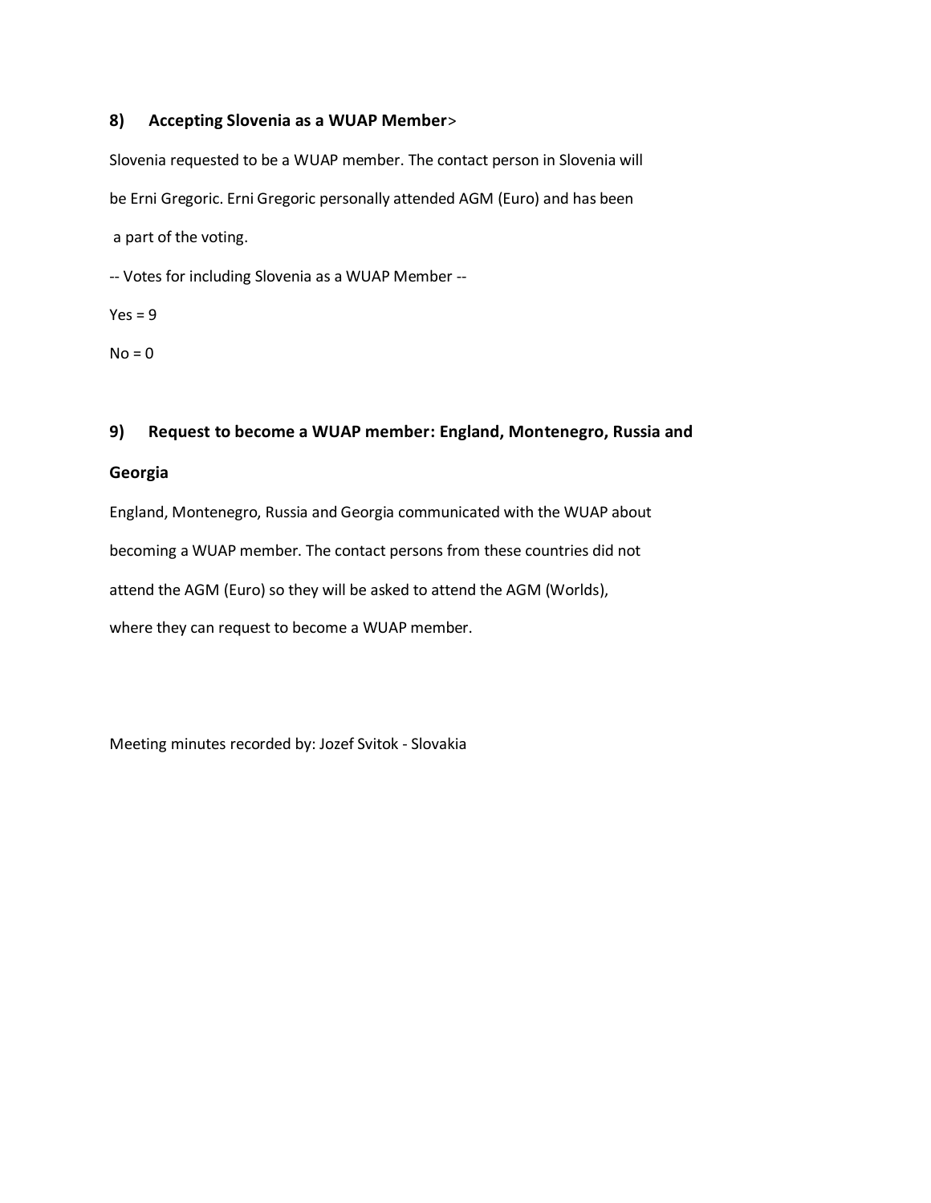### 8) Accepting Slovenia as a WUAP Member>

Slovenia requested to be a WUAP member. The contact person in Slovenia will be Erni Gregoric. Erni Gregoric personally attended AGM (Euro) and has been a part of the voting.

-- Votes for including Slovenia as a WUAP Member --

Yes = 9

No = 0

### 9) Request to become a WUAP member: England, Montenegro, Russia and Georgia

England, Montenegro, Russia and Georgia communicated with the WUAP about becoming a WUAP member. The contact persons from these countries did not attend the AGM (Euro) so they will be asked to attend the AGM (Worlds), where they can request to become a WUAP member.

Meeting minutes recorded by: Jozef Svitok - Slovakia